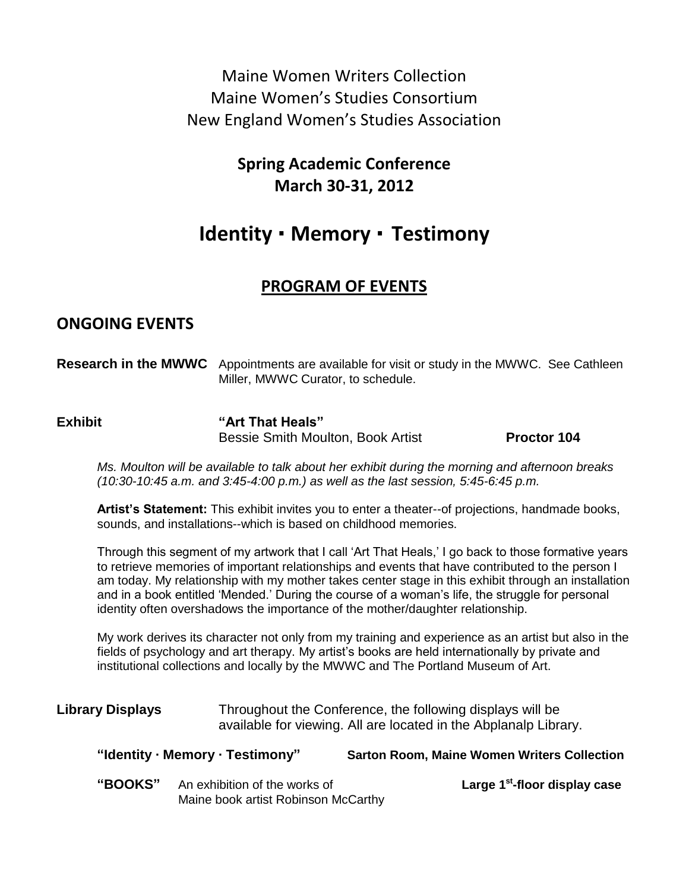Maine Women Writers Collection
Maine Women's Studies Consortium
New England Women's Studies Association

**Spring Academic Conference**
**March 30-31, 2012**

# Identity ∙ Memory ∙ Testimony

## PROGRAM OF EVENTS

## ONGOING EVENTS

**Research in the MWWC** Appointments are available for visit or study in the MWWC. See Cathleen Miller, MWWC Curator, to schedule.

**Exhibit** **"Art That Heals"**
Bessie Smith Moulton, Book Artist **Proctor 104**

*Ms. Moulton will be available to talk about her exhibit during the morning and afternoon breaks (10:30-10:45 a.m. and 3:45-4:00 p.m.) as well as the last session, 5:45-6:45 p.m.*

**Artist's Statement:** This exhibit invites you to enter a theater--of projections, handmade books, sounds, and installations--which is based on childhood memories.

Through this segment of my artwork that I call 'Art That Heals,' I go back to those formative years to retrieve memories of important relationships and events that have contributed to the person I am today. My relationship with my mother takes center stage in this exhibit through an installation and in a book entitled 'Mended.' During the course of a woman's life, the struggle for personal identity often overshadows the importance of the mother/daughter relationship.

My work derives its character not only from my training and experience as an artist but also in the fields of psychology and art therapy. My artist's books are held internationally by private and institutional collections and locally by the MWWC and The Portland Museum of Art.

**Library Displays** Throughout the Conference, the following displays will be available for viewing. All are located in the Abplanalp Library.

**"Identity · Memory · Testimony"** **Sarton Room, Maine Women Writers Collection**

**"BOOKS"** An exhibition of the works of Maine book artist Robinson McCarthy **Large 1st-floor display case**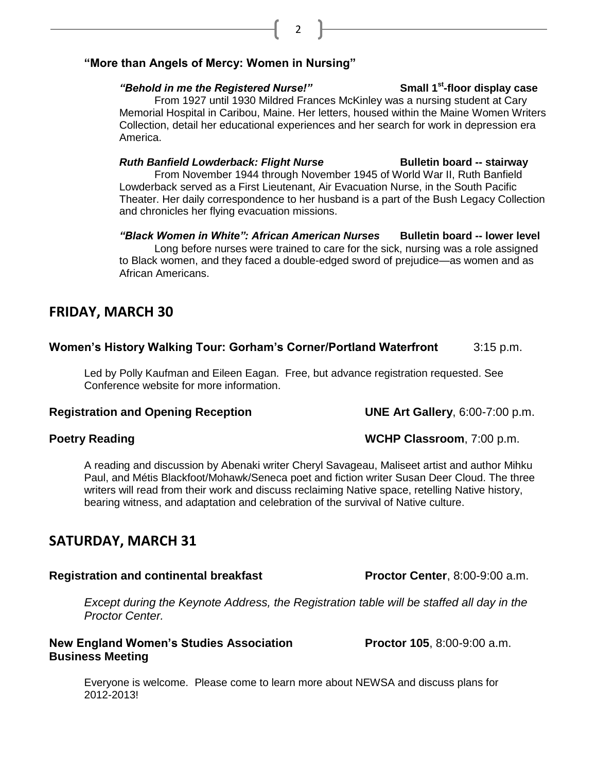### "More than Angels of Mercy: Women in Nursing"

***"Behold in me the Registered Nurse!"*** **Small 1st-floor display case**

From 1927 until 1930 Mildred Frances McKinley was a nursing student at Cary Memorial Hospital in Caribou, Maine. Her letters, housed within the Maine Women Writers Collection, detail her educational experiences and her search for work in depression era America.

***Ruth Banfield Lowderback: Flight Nurse*** **Bulletin board -- stairway**

From November 1944 through November 1945 of World War II, Ruth Banfield Lowderback served as a First Lieutenant, Air Evacuation Nurse, in the South Pacific Theater. Her daily correspondence to her husband is a part of the Bush Legacy Collection and chronicles her flying evacuation missions.

***"Black Women in White": African American Nurses*** **Bulletin board -- lower level**

Long before nurses were trained to care for the sick, nursing was a role assigned to Black women, and they faced a double-edged sword of prejudice—as women and as African Americans.

## FRIDAY, MARCH 30

**Women's History Walking Tour: Gorham's Corner/Portland Waterfront** 3:15 p.m.

Led by Polly Kaufman and Eileen Eagan. Free, but advance registration requested. See Conference website for more information.

**Registration and Opening Reception** **UNE Art Gallery**, 6:00-7:00 p.m.

**Poetry Reading** **WCHP Classroom**, 7:00 p.m.

A reading and discussion by Abenaki writer Cheryl Savageau, Maliseet artist and author Mihku Paul, and Métis Blackfoot/Mohawk/Seneca poet and fiction writer Susan Deer Cloud. The three writers will read from their work and discuss reclaiming Native space, retelling Native history, bearing witness, and adaptation and celebration of the survival of Native culture.

## SATURDAY, MARCH 31

**Registration and continental breakfast** **Proctor Center**, 8:00-9:00 a.m.

*Except during the Keynote Address, the Registration table will be staffed all day in the Proctor Center.*

**New England Women's Studies Association Business Meeting** **Proctor 105**, 8:00-9:00 a.m.

Everyone is welcome. Please come to learn more about NEWSA and discuss plans for 2012-2013!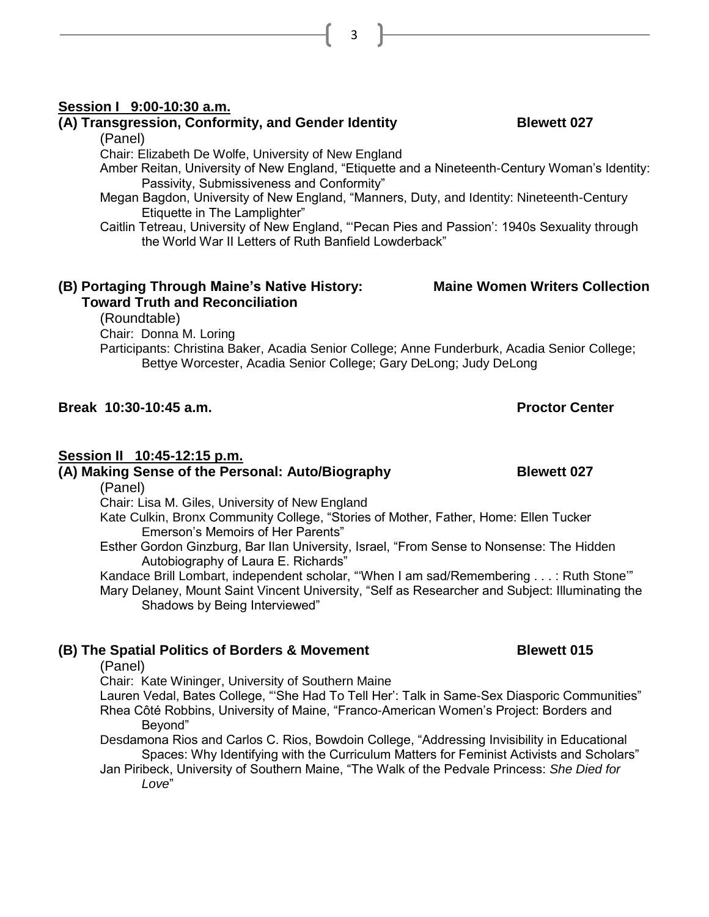## Session I 9:00-10:30 a.m.

### (A) Transgression, Conformity, and Gender Identity — Blewett 027

(Panel)

Chair: Elizabeth De Wolfe, University of New England

Amber Reitan, University of New England, "Etiquette and a Nineteenth-Century Woman's Identity: Passivity, Submissiveness and Conformity"

Megan Bagdon, University of New England, "Manners, Duty, and Identity: Nineteenth-Century Etiquette in The Lamplighter"

Caitlin Tetreau, University of New England, "'Pecan Pies and Passion': 1940s Sexuality through the World War II Letters of Ruth Banfield Lowderback"

### (B) Portaging Through Maine's Native History: Toward Truth and Reconciliation — Maine Women Writers Collection

(Roundtable)

Chair: Donna M. Loring

Participants: Christina Baker, Acadia Senior College; Anne Funderburk, Acadia Senior College; Bettye Worcester, Acadia Senior College; Gary DeLong; Judy DeLong

**Break 10:30-10:45 a.m. — Proctor Center**

## Session II 10:45-12:15 p.m.

### (A) Making Sense of the Personal: Auto/Biography — Blewett 027

(Panel)

Chair: Lisa M. Giles, University of New England

Kate Culkin, Bronx Community College, "Stories of Mother, Father, Home: Ellen Tucker Emerson's Memoirs of Her Parents"

Esther Gordon Ginzburg, Bar Ilan University, Israel, "From Sense to Nonsense: The Hidden Autobiography of Laura E. Richards"

Kandace Brill Lombart, independent scholar, "'When I am sad/Remembering . . . : Ruth Stone'"

Mary Delaney, Mount Saint Vincent University, "Self as Researcher and Subject: Illuminating the Shadows by Being Interviewed"

### (B) The Spatial Politics of Borders & Movement — Blewett 015

(Panel)

Chair: Kate Wininger, University of Southern Maine

Lauren Vedal, Bates College, "'She Had To Tell Her': Talk in Same-Sex Diasporic Communities"

Rhea Côté Robbins, University of Maine, "Franco-American Women's Project: Borders and Beyond"

Desdamona Rios and Carlos C. Rios, Bowdoin College, "Addressing Invisibility in Educational Spaces: Why Identifying with the Curriculum Matters for Feminist Activists and Scholars"

Jan Piribeck, University of Southern Maine, "The Walk of the Pedvale Princess: *She Died for Love*"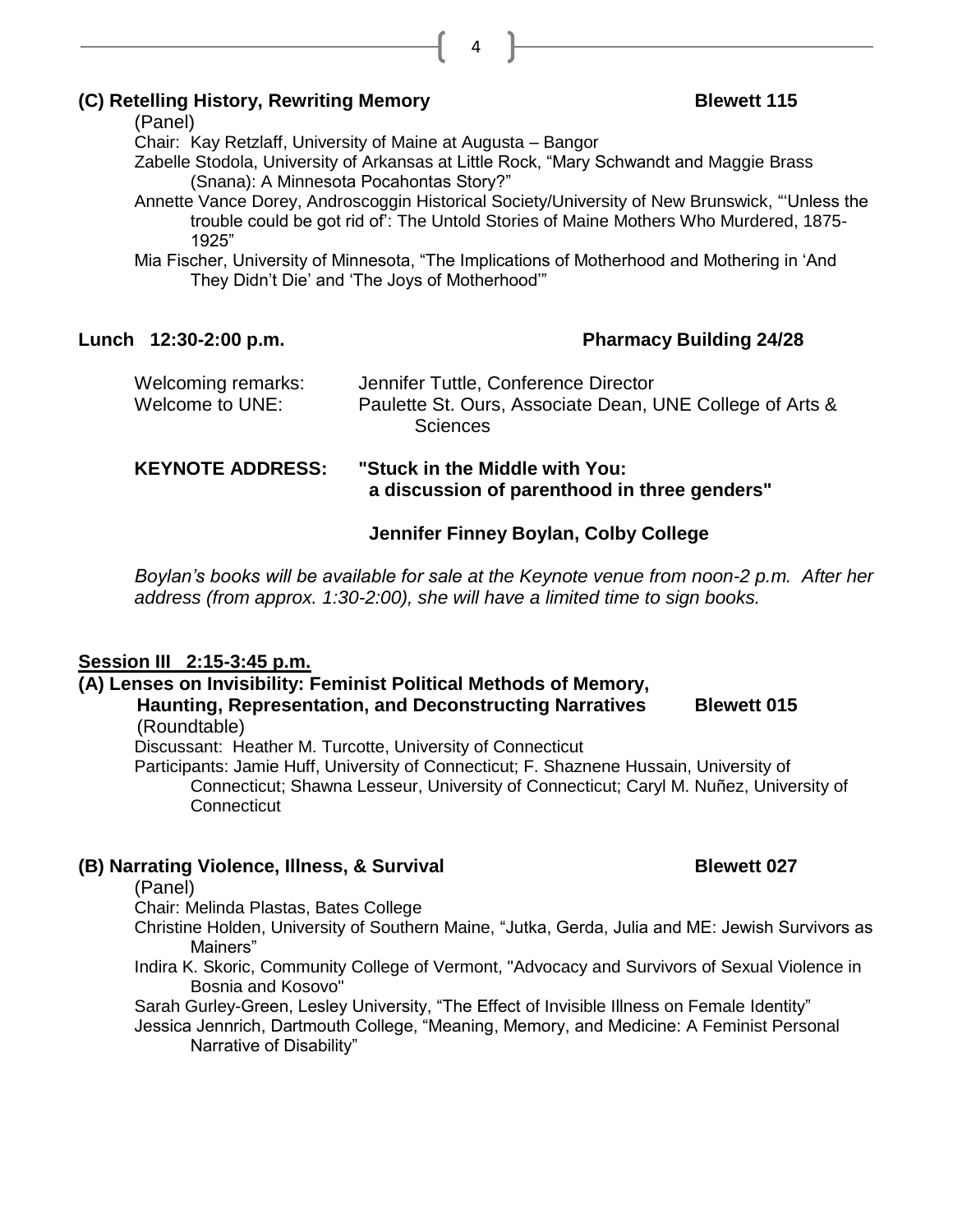### (C) Retelling History, Rewriting Memory — Blewett 115

(Panel)

Chair: Kay Retzlaff, University of Maine at Augusta – Bangor

Zabelle Stodola, University of Arkansas at Little Rock, "Mary Schwandt and Maggie Brass (Snana): A Minnesota Pocahontas Story?"

Annette Vance Dorey, Androscoggin Historical Society/University of New Brunswick, "'Unless the trouble could be got rid of': The Untold Stories of Maine Mothers Who Murdered, 1875-1925"

Mia Fischer, University of Minnesota, "The Implications of Motherhood and Mothering in 'And They Didn't Die' and 'The Joys of Motherhood'"

### Lunch 12:30-2:00 p.m. — Pharmacy Building 24/28

Welcoming remarks: Jennifer Tuttle, Conference Director

Welcome to UNE: Paulette St. Ours, Associate Dean, UNE College of Arts & Sciences

**KEYNOTE ADDRESS: "Stuck in the Middle with You: a discussion of parenthood in three genders"**

**Jennifer Finney Boylan, Colby College**

*Boylan's books will be available for sale at the Keynote venue from noon-2 p.m. After her address (from approx. 1:30-2:00), she will have a limited time to sign books.*

## Session III 2:15-3:45 p.m.

### (A) Lenses on Invisibility: Feminist Political Methods of Memory, Haunting, Representation, and Deconstructing Narratives — Blewett 015

(Roundtable)

Discussant: Heather M. Turcotte, University of Connecticut

Participants: Jamie Huff, University of Connecticut; F. Shaznene Hussain, University of Connecticut; Shawna Lesseur, University of Connecticut; Caryl M. Nuñez, University of Connecticut

### (B) Narrating Violence, Illness, & Survival — Blewett 027

(Panel)

Chair: Melinda Plastas, Bates College

Christine Holden, University of Southern Maine, "Jutka, Gerda, Julia and ME: Jewish Survivors as Mainers"

Indira K. Skoric, Community College of Vermont, "Advocacy and Survivors of Sexual Violence in Bosnia and Kosovo"

Sarah Gurley-Green, Lesley University, "The Effect of Invisible Illness on Female Identity"

Jessica Jennrich, Dartmouth College, "Meaning, Memory, and Medicine: A Feminist Personal Narrative of Disability"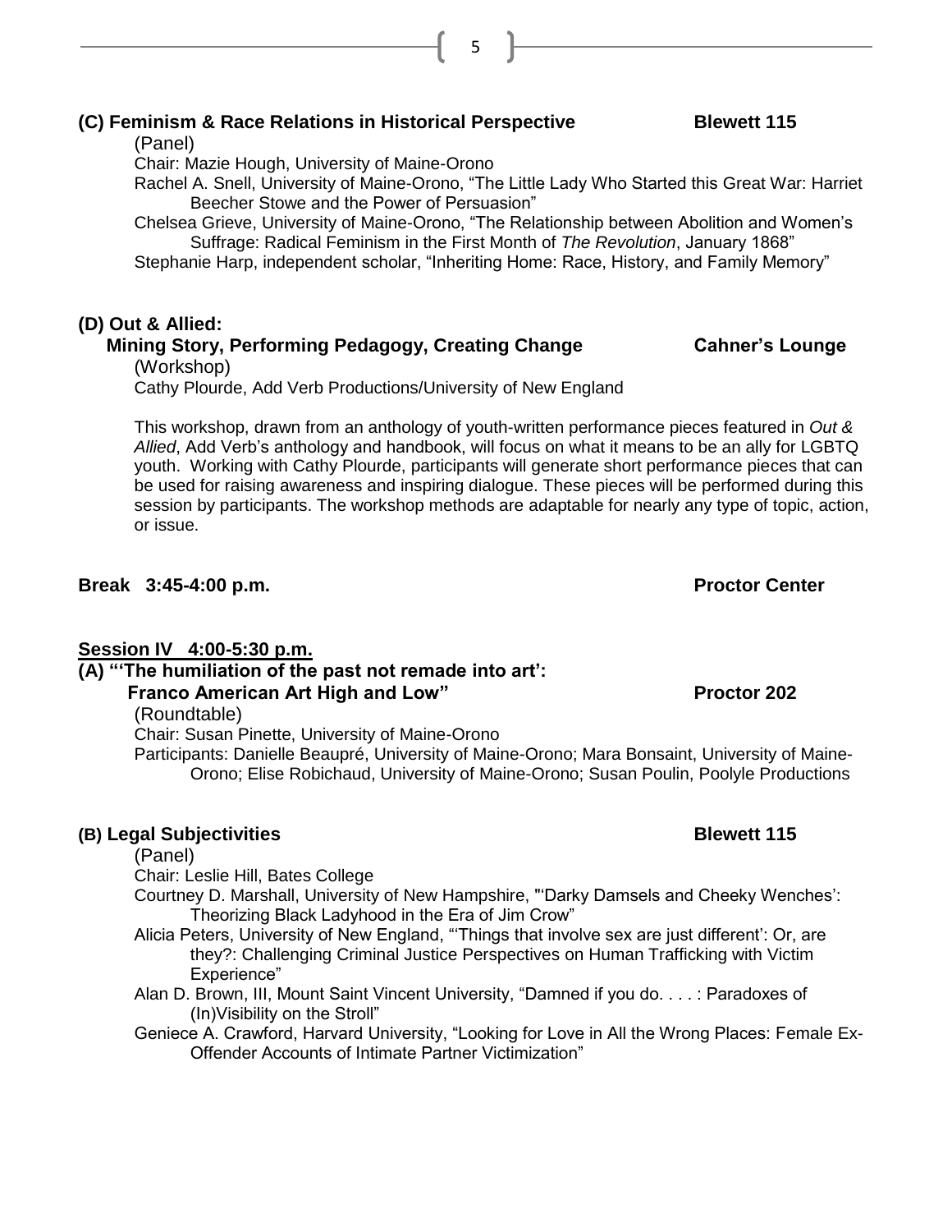### (C) Feminism & Race Relations in Historical Perspective — Blewett 115

(Panel)

Chair: Mazie Hough, University of Maine-Orono

Rachel A. Snell, University of Maine-Orono, "The Little Lady Who Started this Great War: Harriet Beecher Stowe and the Power of Persuasion"

Chelsea Grieve, University of Maine-Orono, "The Relationship between Abolition and Women's Suffrage: Radical Feminism in the First Month of *The Revolution*, January 1868"

Stephanie Harp, independent scholar, "Inheriting Home: Race, History, and Family Memory"

### (D) Out & Allied: Mining Story, Performing Pedagogy, Creating Change — Cahner's Lounge

(Workshop)

Cathy Plourde, Add Verb Productions/University of New England

This workshop, drawn from an anthology of youth-written performance pieces featured in *Out & Allied*, Add Verb's anthology and handbook, will focus on what it means to be an ally for LGBTQ youth. Working with Cathy Plourde, participants will generate short performance pieces that can be used for raising awareness and inspiring dialogue. These pieces will be performed during this session by participants. The workshop methods are adaptable for nearly any type of topic, action, or issue.

**Break 3:45-4:00 p.m. — Proctor Center**

## Session IV 4:00-5:30 p.m.

### (A) "'The humiliation of the past not remade into art': Franco American Art High and Low" — Proctor 202

(Roundtable)

Chair: Susan Pinette, University of Maine-Orono

Participants: Danielle Beaupré, University of Maine-Orono; Mara Bonsaint, University of Maine-Orono; Elise Robichaud, University of Maine-Orono; Susan Poulin, Poolyle Productions

### (B) Legal Subjectivities — Blewett 115

(Panel)

Chair: Leslie Hill, Bates College

Courtney D. Marshall, University of New Hampshire, "'Darky Damsels and Cheeky Wenches': Theorizing Black Ladyhood in the Era of Jim Crow"

Alicia Peters, University of New England, "'Things that involve sex are just different': Or, are they?: Challenging Criminal Justice Perspectives on Human Trafficking with Victim Experience"

Alan D. Brown, III, Mount Saint Vincent University, "Damned if you do. . . . : Paradoxes of (In)Visibility on the Stroll"

Geniece A. Crawford, Harvard University, "Looking for Love in All the Wrong Places: Female Ex-Offender Accounts of Intimate Partner Victimization"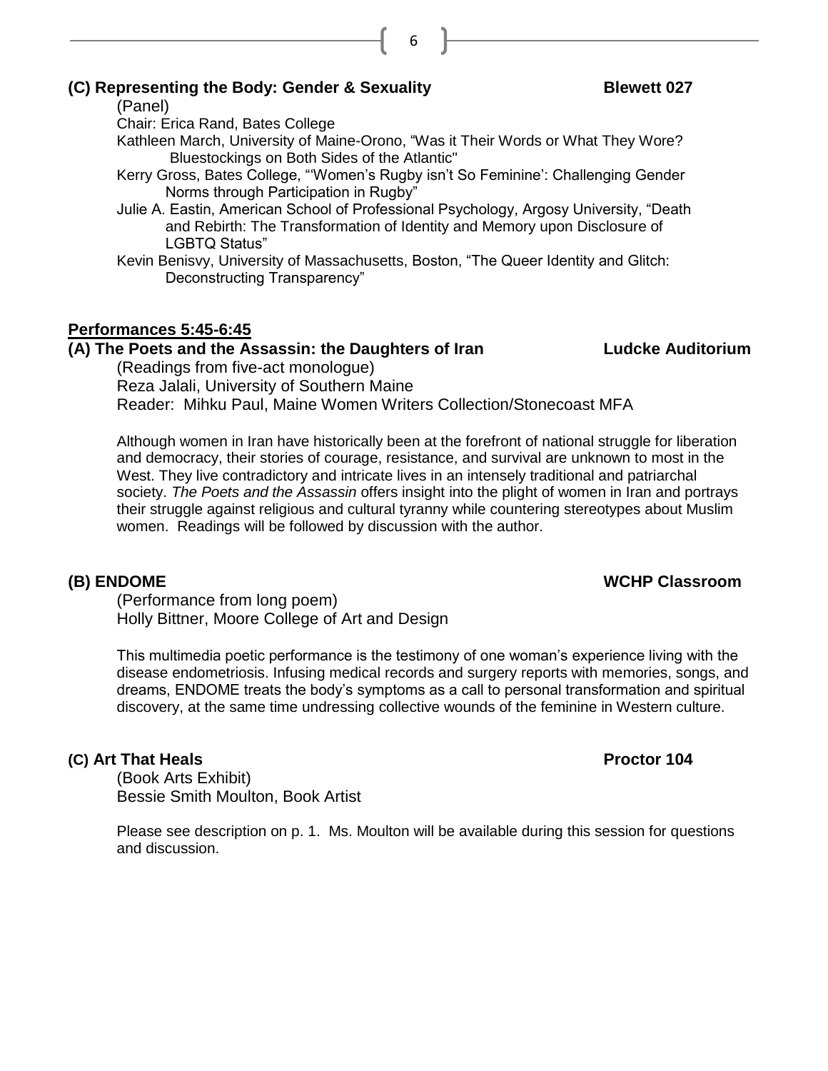### (C) Representing the Body: Gender & Sexuality — Blewett 027

(Panel)

Chair: Erica Rand, Bates College

Kathleen March, University of Maine-Orono, "Was it Their Words or What They Wore? Bluestockings on Both Sides of the Atlantic"

Kerry Gross, Bates College, "'Women's Rugby isn't So Feminine': Challenging Gender Norms through Participation in Rugby"

Julie A. Eastin, American School of Professional Psychology, Argosy University, "Death and Rebirth: The Transformation of Identity and Memory upon Disclosure of LGBTQ Status"

Kevin Benisvy, University of Massachusetts, Boston, "The Queer Identity and Glitch: Deconstructing Transparency"

## Performances 5:45-6:45

### (A) The Poets and the Assassin: the Daughters of Iran — Ludcke Auditorium

(Readings from five-act monologue)

Reza Jalali, University of Southern Maine

Reader: Mihku Paul, Maine Women Writers Collection/Stonecoast MFA

Although women in Iran have historically been at the forefront of national struggle for liberation and democracy, their stories of courage, resistance, and survival are unknown to most in the West. They live contradictory and intricate lives in an intensely traditional and patriarchal society. *The Poets and the Assassin* offers insight into the plight of women in Iran and portrays their struggle against religious and cultural tyranny while countering stereotypes about Muslim women. Readings will be followed by discussion with the author.

### (B) ENDOME — WCHP Classroom

(Performance from long poem)

Holly Bittner, Moore College of Art and Design

This multimedia poetic performance is the testimony of one woman's experience living with the disease endometriosis. Infusing medical records and surgery reports with memories, songs, and dreams, ENDOME treats the body's symptoms as a call to personal transformation and spiritual discovery, at the same time undressing collective wounds of the feminine in Western culture.

### (C) Art That Heals — Proctor 104

(Book Arts Exhibit)

Bessie Smith Moulton, Book Artist

Please see description on p. 1. Ms. Moulton will be available during this session for questions and discussion.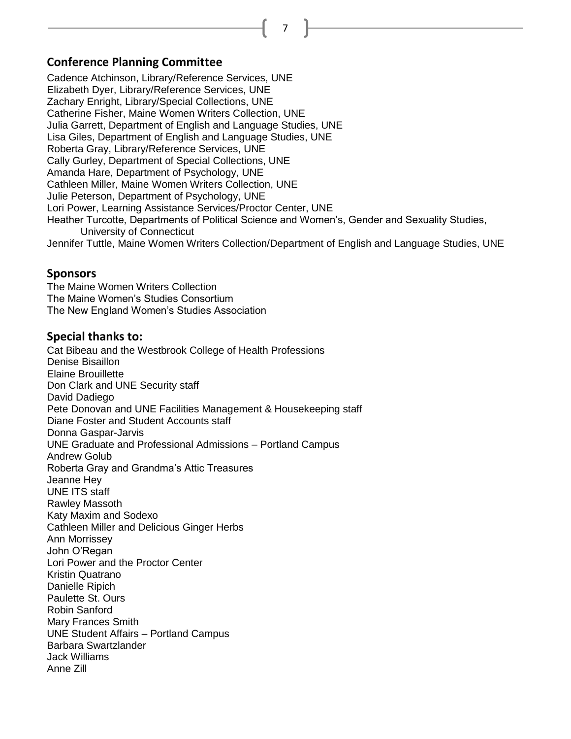## Conference Planning Committee

Cadence Atchinson, Library/Reference Services, UNE
Elizabeth Dyer, Library/Reference Services, UNE
Zachary Enright, Library/Special Collections, UNE
Catherine Fisher, Maine Women Writers Collection, UNE
Julia Garrett, Department of English and Language Studies, UNE
Lisa Giles, Department of English and Language Studies, UNE
Roberta Gray, Library/Reference Services, UNE
Cally Gurley, Department of Special Collections, UNE
Amanda Hare, Department of Psychology, UNE
Cathleen Miller, Maine Women Writers Collection, UNE
Julie Peterson, Department of Psychology, UNE
Lori Power, Learning Assistance Services/Proctor Center, UNE
Heather Turcotte, Departments of Political Science and Women's, Gender and Sexuality Studies, University of Connecticut
Jennifer Tuttle, Maine Women Writers Collection/Department of English and Language Studies, UNE

## Sponsors

The Maine Women Writers Collection
The Maine Women's Studies Consortium
The New England Women's Studies Association

## Special thanks to:

Cat Bibeau and the Westbrook College of Health Professions
Denise Bisaillon
Elaine Brouillette
Don Clark and UNE Security staff
David Dadiego
Pete Donovan and UNE Facilities Management & Housekeeping staff
Diane Foster and Student Accounts staff
Donna Gaspar-Jarvis
UNE Graduate and Professional Admissions – Portland Campus
Andrew Golub
Roberta Gray and Grandma's Attic Treasures
Jeanne Hey
UNE ITS staff
Rawley Massoth
Katy Maxim and Sodexo
Cathleen Miller and Delicious Ginger Herbs
Ann Morrissey
John O'Regan
Lori Power and the Proctor Center
Kristin Quatrano
Danielle Ripich
Paulette St. Ours
Robin Sanford
Mary Frances Smith
UNE Student Affairs – Portland Campus
Barbara Swartzlander
Jack Williams
Anne Zill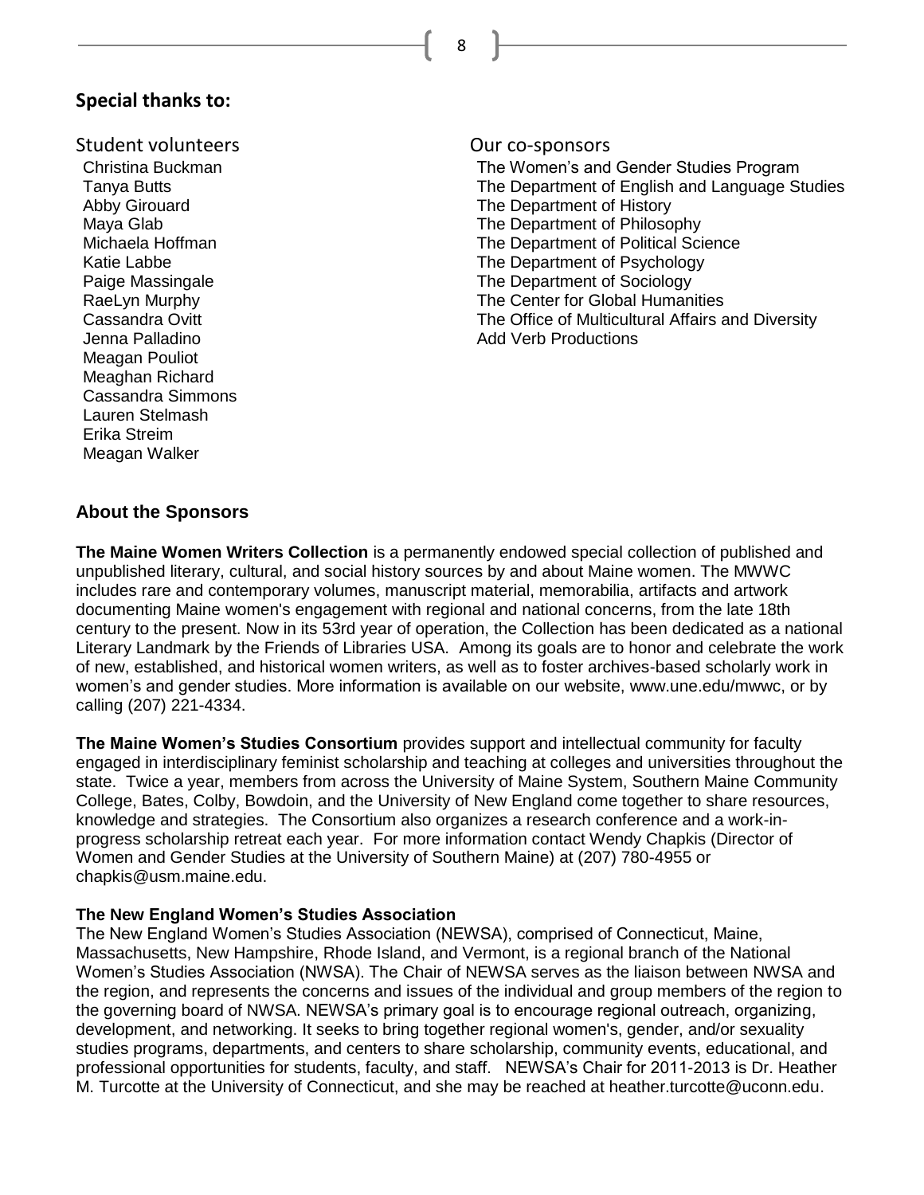## Special thanks to:

### Student volunteers

Christina Buckman
Tanya Butts
Abby Girouard
Maya Glab
Michaela Hoffman
Katie Labbe
Paige Massingale
RaeLyn Murphy
Cassandra Ovitt
Jenna Palladino
Meagan Pouliot
Meaghan Richard
Cassandra Simmons
Lauren Stelmash
Erika Streim
Meagan Walker

### Our co-sponsors

The Women's and Gender Studies Program
The Department of English and Language Studies
The Department of History
The Department of Philosophy
The Department of Political Science
The Department of Psychology
The Department of Sociology
The Center for Global Humanities
The Office of Multicultural Affairs and Diversity
Add Verb Productions

## About the Sponsors

**The Maine Women Writers Collection** is a permanently endowed special collection of published and unpublished literary, cultural, and social history sources by and about Maine women. The MWWC includes rare and contemporary volumes, manuscript material, memorabilia, artifacts and artwork documenting Maine women's engagement with regional and national concerns, from the late 18th century to the present. Now in its 53rd year of operation, the Collection has been dedicated as a national Literary Landmark by the Friends of Libraries USA. Among its goals are to honor and celebrate the work of new, established, and historical women writers, as well as to foster archives-based scholarly work in women's and gender studies. More information is available on our website, www.une.edu/mwwc, or by calling (207) 221-4334.

**The Maine Women's Studies Consortium** provides support and intellectual community for faculty engaged in interdisciplinary feminist scholarship and teaching at colleges and universities throughout the state. Twice a year, members from across the University of Maine System, Southern Maine Community College, Bates, Colby, Bowdoin, and the University of New England come together to share resources, knowledge and strategies. The Consortium also organizes a research conference and a work-in-progress scholarship retreat each year. For more information contact Wendy Chapkis (Director of Women and Gender Studies at the University of Southern Maine) at (207) 780-4955 or chapkis@usm.maine.edu.

**The New England Women's Studies Association**

The New England Women's Studies Association (NEWSA), comprised of Connecticut, Maine, Massachusetts, New Hampshire, Rhode Island, and Vermont, is a regional branch of the National Women's Studies Association (NWSA). The Chair of NEWSA serves as the liaison between NWSA and the region, and represents the concerns and issues of the individual and group members of the region to the governing board of NWSA. NEWSA's primary goal is to encourage regional outreach, organizing, development, and networking. It seeks to bring together regional women's, gender, and/or sexuality studies programs, departments, and centers to share scholarship, community events, educational, and professional opportunities for students, faculty, and staff. NEWSA's Chair for 2011-2013 is Dr. Heather M. Turcotte at the University of Connecticut, and she may be reached at heather.turcotte@uconn.edu.